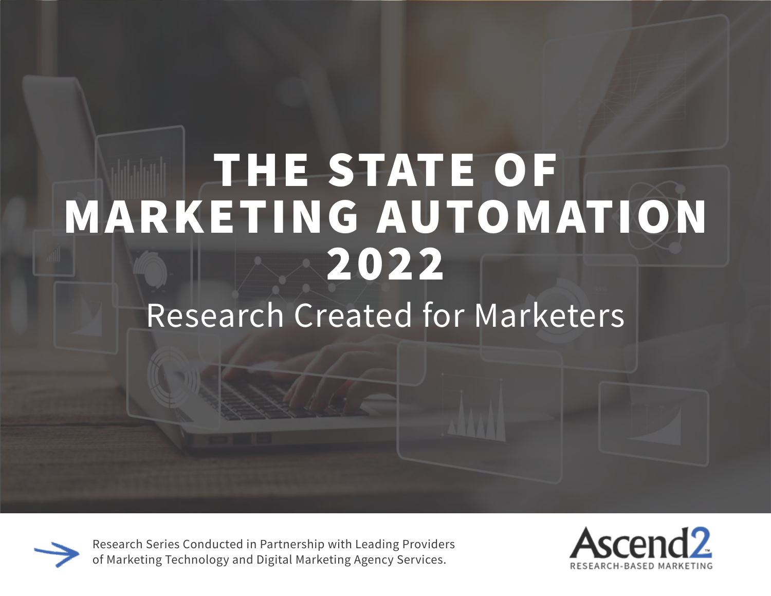# THE STATE OF MARKETING AUTOMATION 2022

## Research Created for Marketers

Research Series Conducted in Partnership with Leading Providers of Marketing Technology and Digital Marketing Agency Services.

Ascend2™ RESEARCH-BASED MARKETING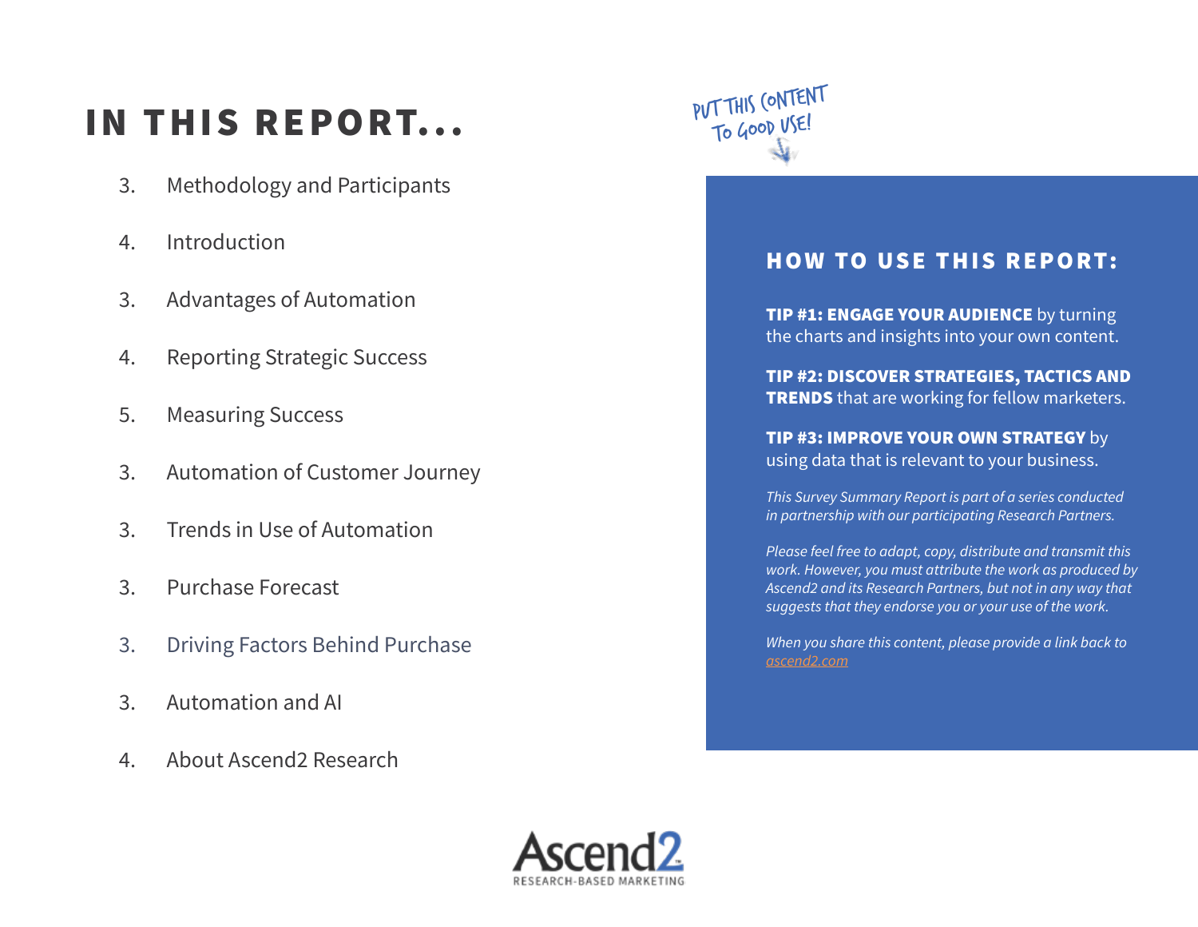# IN THIS REPORT...

3. Methodology and Participants
4. Introduction
3. Advantages of Automation
4. Reporting Strategic Success
5. Measuring Success
3. Automation of Customer Journey
3. Trends in Use of Automation
3. Purchase Forecast
3. Driving Factors Behind Purchase
3. Automation and AI
4. About Ascend2 Research

PUT THIS CONTENT TO GOOD USE!

## HOW TO USE THIS REPORT:

**TIP #1: ENGAGE YOUR AUDIENCE** by turning the charts and insights into your own content.

**TIP #2: DISCOVER STRATEGIES, TACTICS AND TRENDS** that are working for fellow marketers.

**TIP #3: IMPROVE YOUR OWN STRATEGY** by using data that is relevant to your business.

*This Survey Summary Report is part of a series conducted in partnership with our participating Research Partners.*

*Please feel free to adapt, copy, distribute and transmit this work. However, you must attribute the work as produced by Ascend2 and its Research Partners, but not in any way that suggests that they endorse you or your use of the work.*

*When you share this content, please provide a link back to ascend2.com*

Ascend2
RESEARCH-BASED MARKETING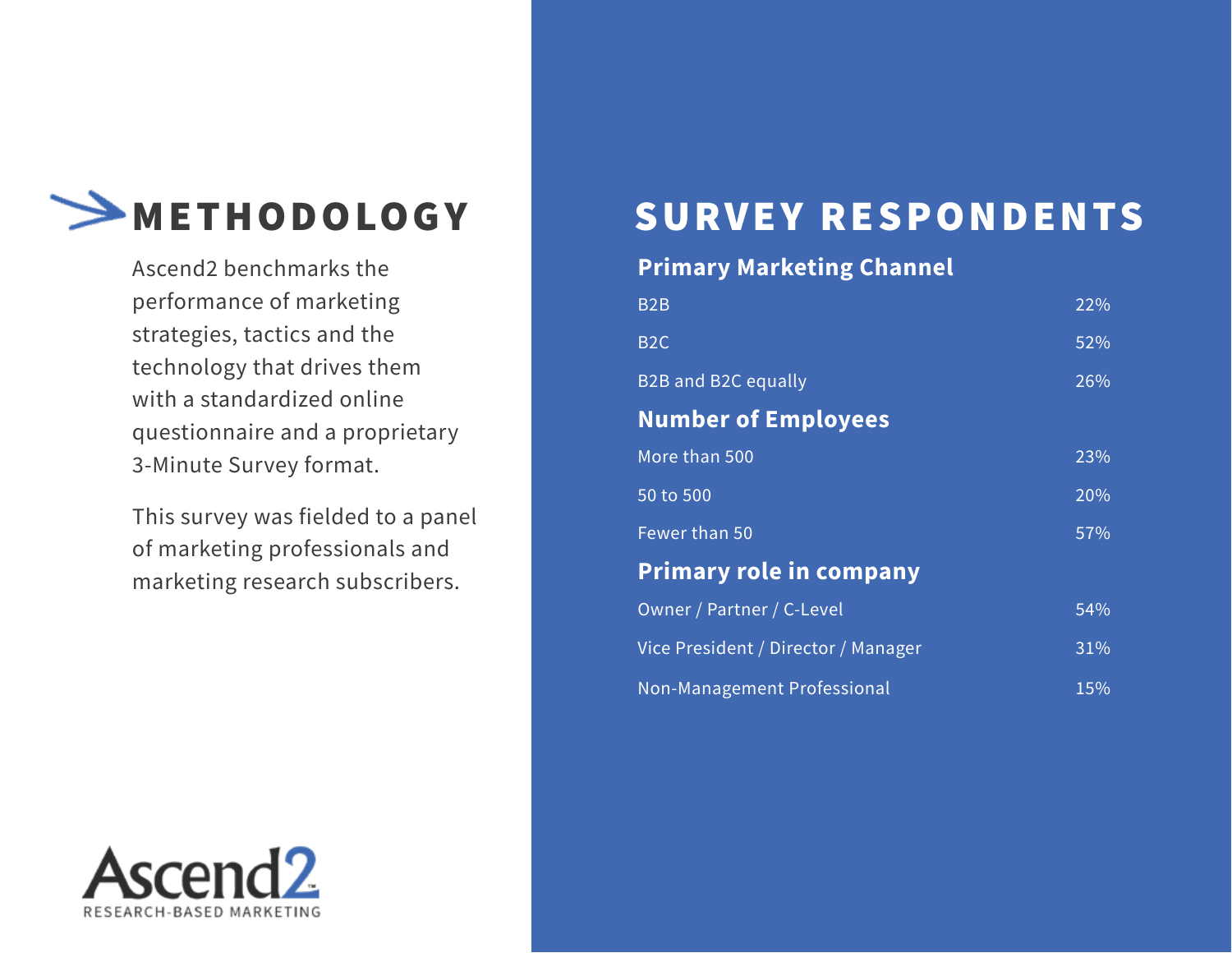## METHODOLOGY

Ascend2 benchmarks the performance of marketing strategies, tactics and the technology that drives them with a standardized online questionnaire and a proprietary 3-Minute Survey format.

This survey was fielded to a panel of marketing professionals and marketing research subscribers.

Ascend2
RESEARCH-BASED MARKETING

## SURVEY RESPONDENTS

### Primary Marketing Channel

| | |
|---|---|
| B2B | 22% |
| B2C | 52% |
| B2B and B2C equally | 26% |

### Number of Employees

| | |
|---|---|
| More than 500 | 23% |
| 50 to 500 | 20% |
| Fewer than 50 | 57% |

### Primary role in company

| | |
|---|---|
| Owner / Partner / C-Level | 54% |
| Vice President / Director / Manager | 31% |
| Non-Management Professional | 15% |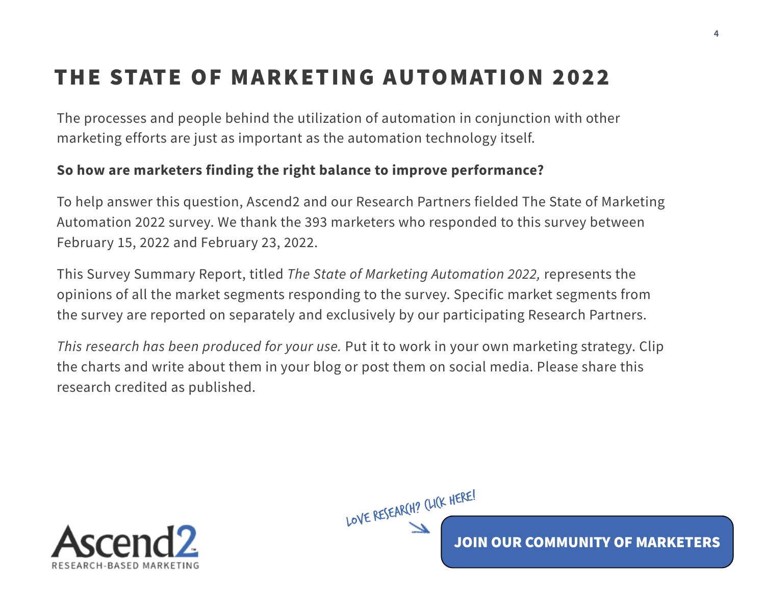# THE STATE OF MARKETING AUTOMATION 2022

The processes and people behind the utilization of automation in conjunction with other marketing efforts are just as important as the automation technology itself.

**So how are marketers finding the right balance to improve performance?**

To help answer this question, Ascend2 and our Research Partners fielded The State of Marketing Automation 2022 survey. We thank the 393 marketers who responded to this survey between February 15, 2022 and February 23, 2022.

This Survey Summary Report, titled *The State of Marketing Automation 2022,* represents the opinions of all the market segments responding to the survey. Specific market segments from the survey are reported on separately and exclusively by our participating Research Partners.

*This research has been produced for your use.* Put it to work in your own marketing strategy. Clip the charts and write about them in your blog or post them on social media. Please share this research credited as published.

Ascend2 RESEARCH-BASED MARKETING

LOVE RESEARCH? CLICK HERE!

**JOIN OUR COMMUNITY OF MARKETERS**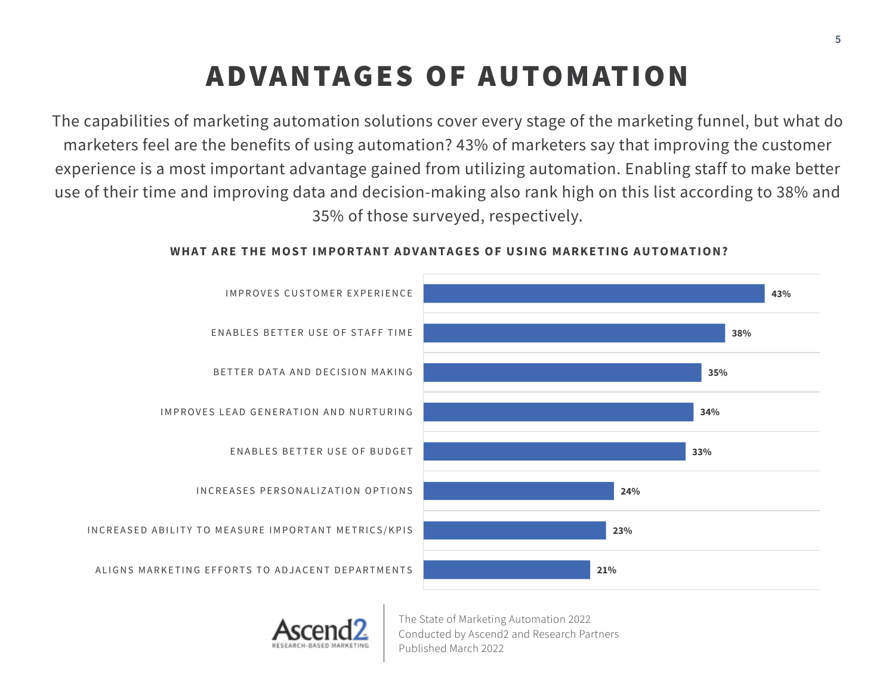# ADVANTAGES OF AUTOMATION

The capabilities of marketing automation solutions cover every stage of the marketing funnel, but what do marketers feel are the benefits of using automation? 43% of marketers say that improving the customer experience is a most important advantage gained from utilizing automation. Enabling staff to make better use of their time and improving data and decision-making also rank high on this list according to 38% and 35% of those surveyed, respectively.

**WHAT ARE THE MOST IMPORTANT ADVANTAGES OF USING MARKETING AUTOMATION?**

| Advantage | Percentage |
| --- | --- |
| IMPROVES CUSTOMER EXPERIENCE | 43% |
| ENABLES BETTER USE OF STAFF TIME | 38% |
| BETTER DATA AND DECISION MAKING | 35% |
| IMPROVES LEAD GENERATION AND NURTURING | 34% |
| ENABLES BETTER USE OF BUDGET | 33% |
| INCREASES PERSONALIZATION OPTIONS | 24% |
| INCREASED ABILITY TO MEASURE IMPORTANT METRICS/KPIS | 23% |
| ALIGNS MARKETING EFFORTS TO ADJACENT DEPARTMENTS | 21% |

Ascend2 RESEARCH-BASED MARKETING

The State of Marketing Automation 2022
Conducted by Ascend2 and Research Partners
Published March 2022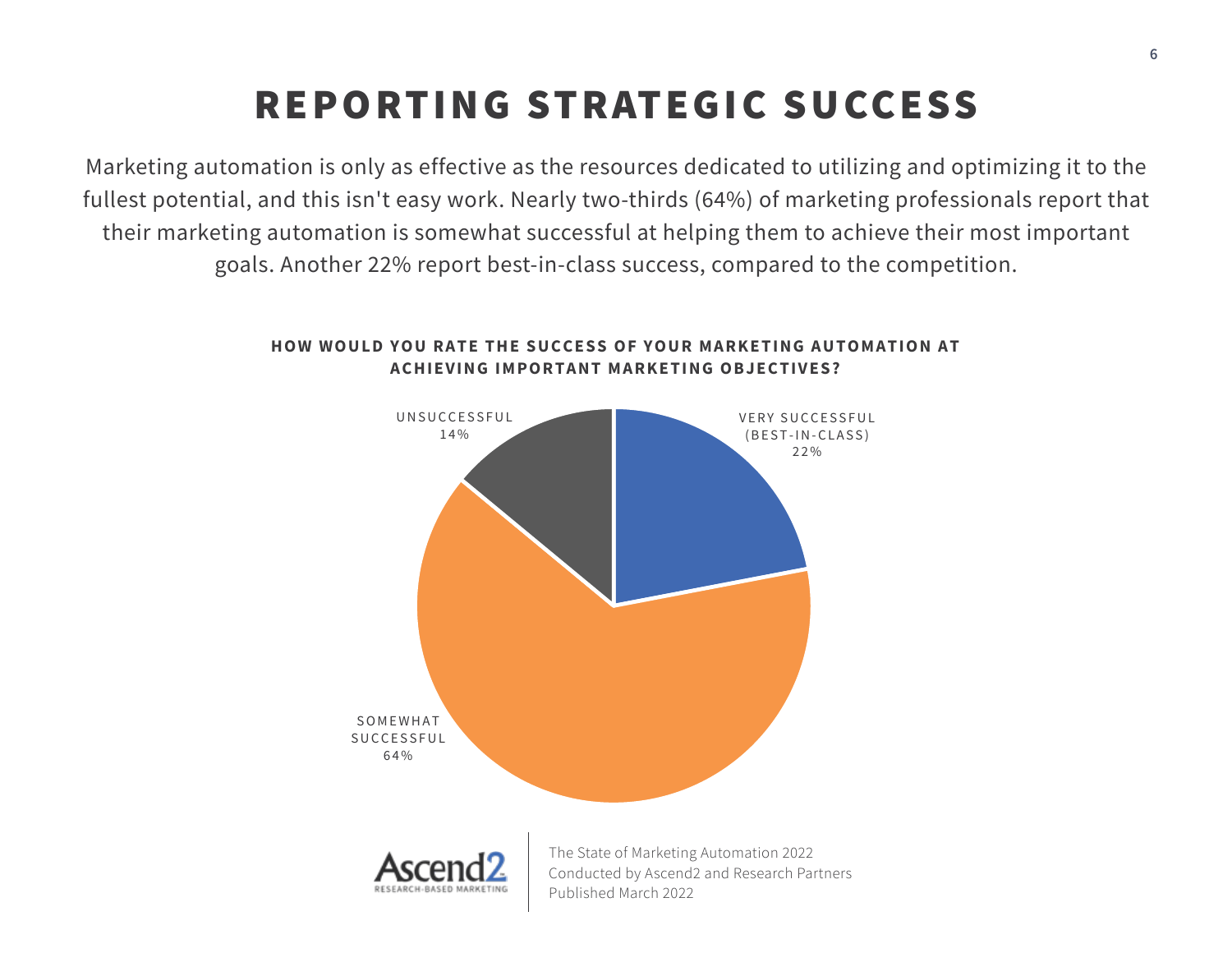# REPORTING STRATEGIC SUCCESS

Marketing automation is only as effective as the resources dedicated to utilizing and optimizing it to the fullest potential, and this isn't easy work. Nearly two-thirds (64%) of marketing professionals report that their marketing automation is somewhat successful at helping them to achieve their most important goals. Another 22% report best-in-class success, compared to the competition.

**HOW WOULD YOU RATE THE SUCCESS OF YOUR MARKETING AUTOMATION AT ACHIEVING IMPORTANT MARKETING OBJECTIVES?**

| Response | Percentage |
|---|---|
| VERY SUCCESSFUL (BEST-IN-CLASS) | 22% |
| SOMEWHAT SUCCESSFUL | 64% |
| UNSUCCESSFUL | 14% |

Ascend2 RESEARCH-BASED MARKETING

The State of Marketing Automation 2022
Conducted by Ascend2 and Research Partners
Published March 2022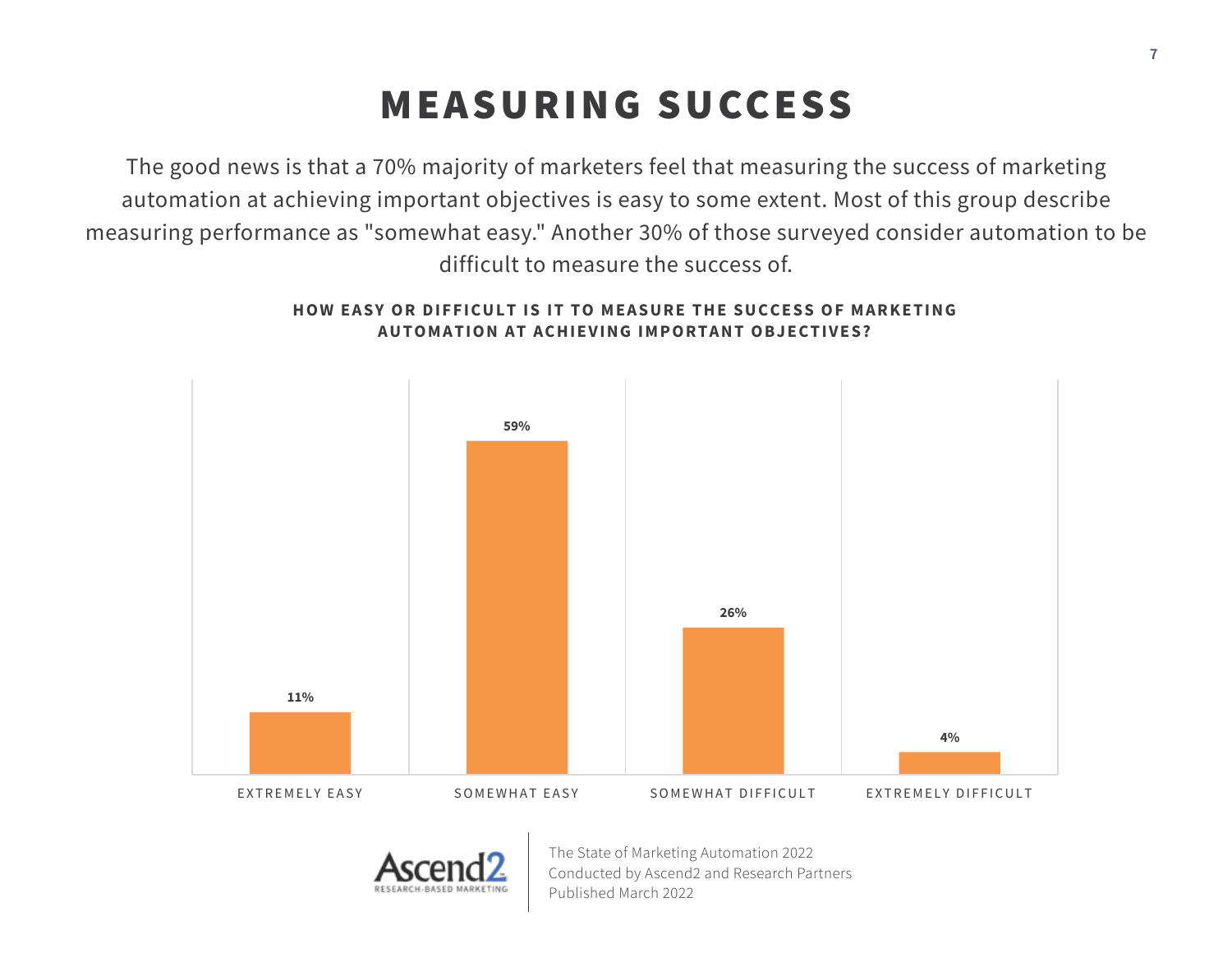# MEASURING SUCCESS

The good news is that a 70% majority of marketers feel that measuring the success of marketing automation at achieving important objectives is easy to some extent. Most of this group describe measuring performance as "somewhat easy." Another 30% of those surveyed consider automation to be difficult to measure the success of.

**HOW EASY OR DIFFICULT IS IT TO MEASURE THE SUCCESS OF MARKETING AUTOMATION AT ACHIEVING IMPORTANT OBJECTIVES?**

| EXTREMELY EASY | SOMEWHAT EASY | SOMEWHAT DIFFICULT | EXTREMELY DIFFICULT |
| --- | --- | --- | --- |
| 11% | 59% | 26% | 4% |

The State of Marketing Automation 2022
Conducted by Ascend2 and Research Partners
Published March 2022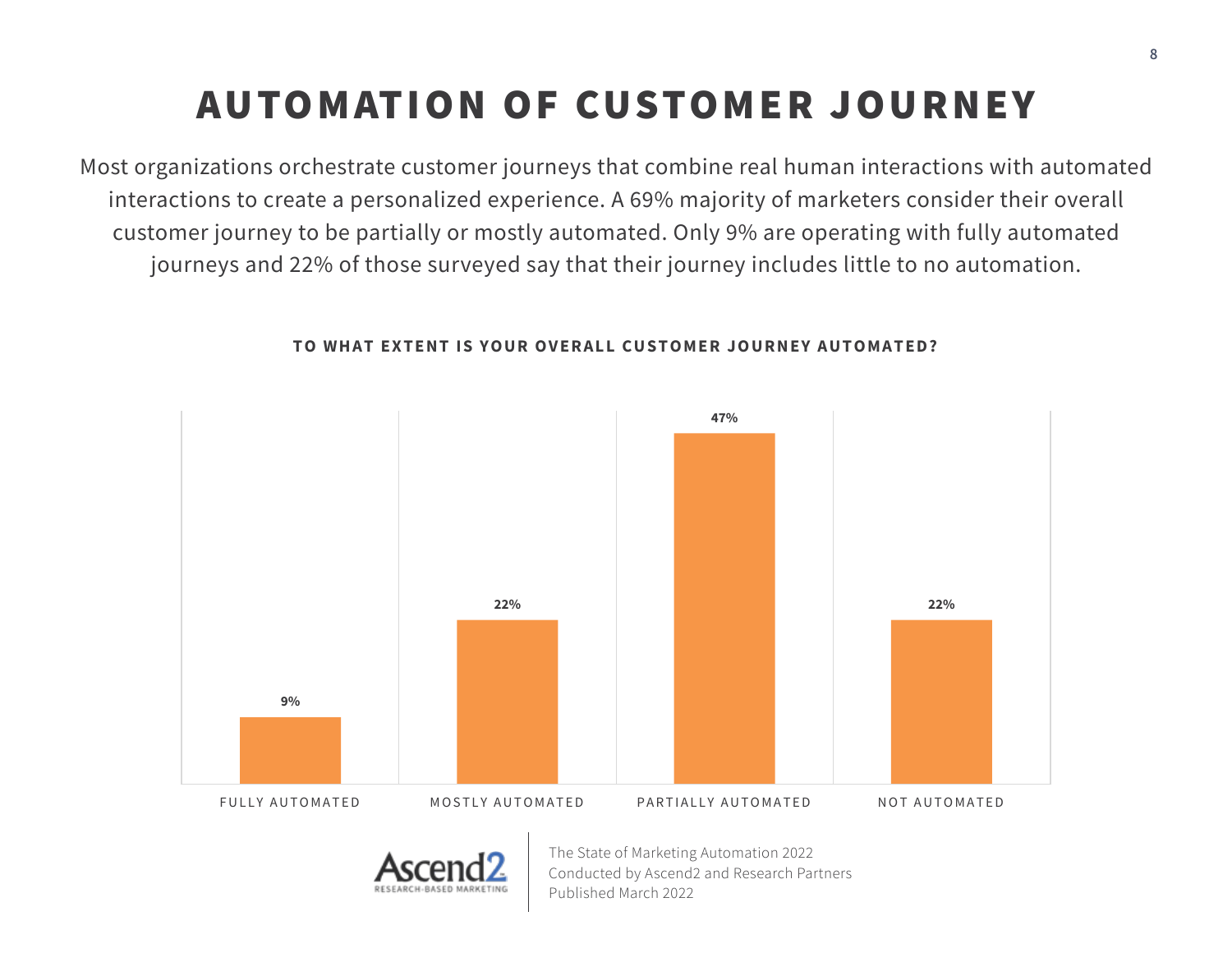# AUTOMATION OF CUSTOMER JOURNEY

Most organizations orchestrate customer journeys that combine real human interactions with automated interactions to create a personalized experience. A 69% majority of marketers consider their overall customer journey to be partially or mostly automated. Only 9% are operating with fully automated journeys and 22% of those surveyed say that their journey includes little to no automation.

**TO WHAT EXTENT IS YOUR OVERALL CUSTOMER JOURNEY AUTOMATED?**

| Response | Percentage |
| --- | --- |
| FULLY AUTOMATED | 9% |
| MOSTLY AUTOMATED | 22% |
| PARTIALLY AUTOMATED | 47% |
| NOT AUTOMATED | 22% |

Ascend2 RESEARCH-BASED MARKETING

The State of Marketing Automation 2022
Conducted by Ascend2 and Research Partners
Published March 2022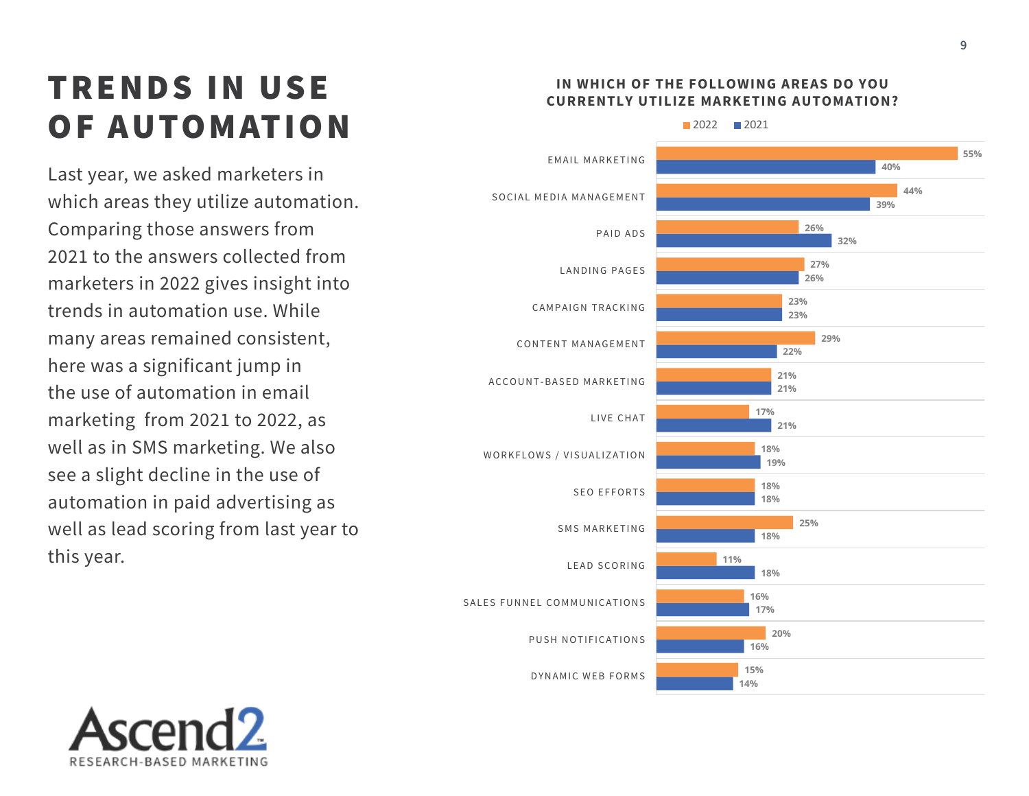# TRENDS IN USE OF AUTOMATION

Last year, we asked marketers in which areas they utilize automation. Comparing those answers from 2021 to the answers collected from marketers in 2022 gives insight into trends in automation use. While many areas remained consistent, here was a significant jump in the use of automation in email marketing from 2021 to 2022, as well as in SMS marketing. We also see a slight decline in the use of automation in paid advertising as well as lead scoring from last year to this year.

**IN WHICH OF THE FOLLOWING AREAS DO YOU CURRENTLY UTILIZE MARKETING AUTOMATION?**

| Area | 2022 | 2021 |
|---|---|---|
| EMAIL MARKETING | 55% | 40% |
| SOCIAL MEDIA MANAGEMENT | 44% | 39% |
| PAID ADS | 26% | 32% |
| LANDING PAGES | 27% | 26% |
| CAMPAIGN TRACKING | 23% | 23% |
| CONTENT MANAGEMENT | 29% | 22% |
| ACCOUNT-BASED MARKETING | 21% | 21% |
| LIVE CHAT | 17% | 21% |
| WORKFLOWS / VISUALIZATION | 18% | 19% |
| SEO EFFORTS | 18% | 18% |
| SMS MARKETING | 25% | 18% |
| LEAD SCORING | 11% | 18% |
| SALES FUNNEL COMMUNICATIONS | 16% | 17% |
| PUSH NOTIFICATIONS | 20% | 16% |
| DYNAMIC WEB FORMS | 15% | 14% |

Ascend2
RESEARCH-BASED MARKETING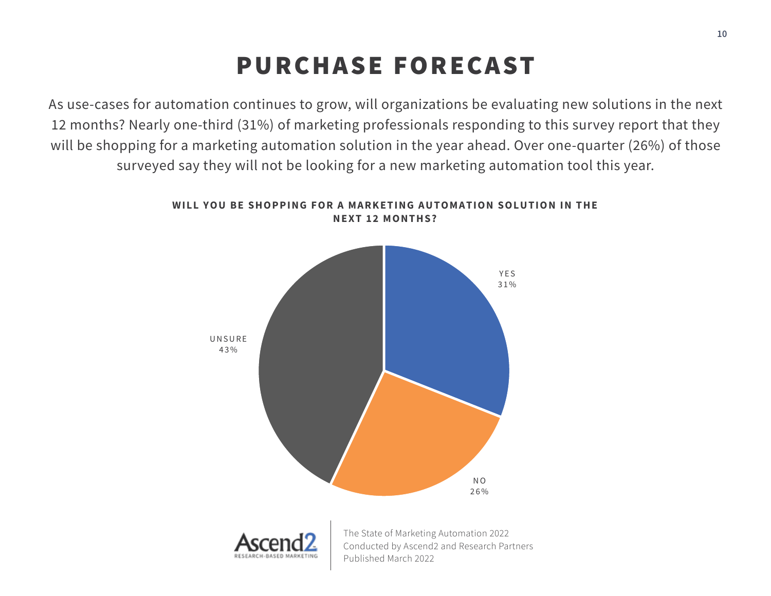# PURCHASE FORECAST

As use-cases for automation continues to grow, will organizations be evaluating new solutions in the next 12 months? Nearly one-third (31%) of marketing professionals responding to this survey report that they will be shopping for a marketing automation solution in the year ahead. Over one-quarter (26%) of those surveyed say they will not be looking for a new marketing automation tool this year.

**WILL YOU BE SHOPPING FOR A MARKETING AUTOMATION SOLUTION IN THE NEXT 12 MONTHS?**

| Response | Percentage |
| --- | --- |
| YES | 31% |
| NO | 26% |
| UNSURE | 43% |

Ascend2 RESEARCH-BASED MARKETING

The State of Marketing Automation 2022
Conducted by Ascend2 and Research Partners
Published March 2022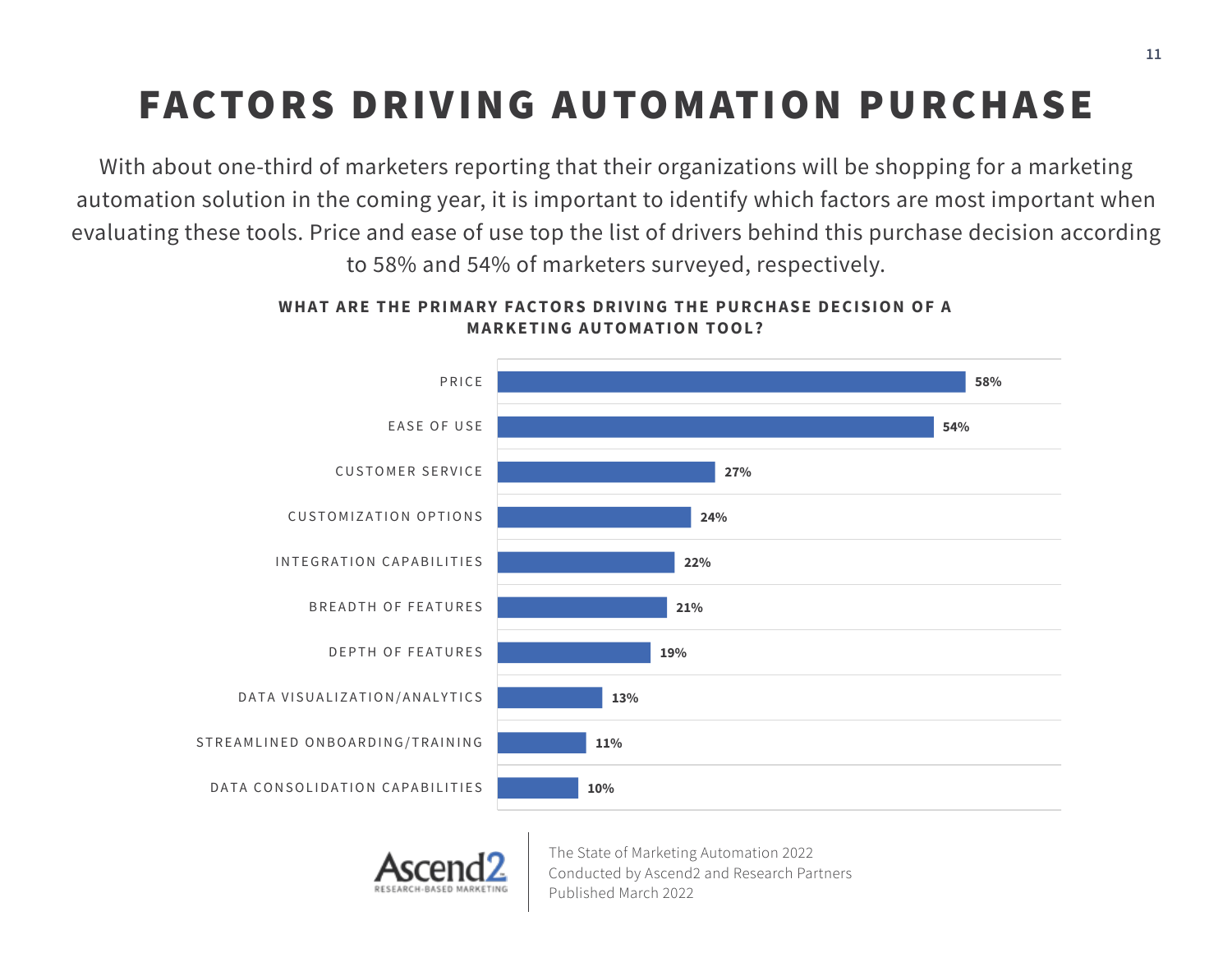# FACTORS DRIVING AUTOMATION PURCHASE

With about one-third of marketers reporting that their organizations will be shopping for a marketing automation solution in the coming year, it is important to identify which factors are most important when evaluating these tools. Price and ease of use top the list of drivers behind this purchase decision according to 58% and 54% of marketers surveyed, respectively.

**WHAT ARE THE PRIMARY FACTORS DRIVING THE PURCHASE DECISION OF A MARKETING AUTOMATION TOOL?**

| Factor | % |
|---|---|
| PRICE | 58% |
| EASE OF USE | 54% |
| CUSTOMER SERVICE | 27% |
| CUSTOMIZATION OPTIONS | 24% |
| INTEGRATION CAPABILITIES | 22% |
| BREADTH OF FEATURES | 21% |
| DEPTH OF FEATURES | 19% |
| DATA VISUALIZATION/ANALYTICS | 13% |
| STREAMLINED ONBOARDING/TRAINING | 11% |
| DATA CONSOLIDATION CAPABILITIES | 10% |

Ascend2 RESEARCH-BASED MARKETING

The State of Marketing Automation 2022
Conducted by Ascend2 and Research Partners
Published March 2022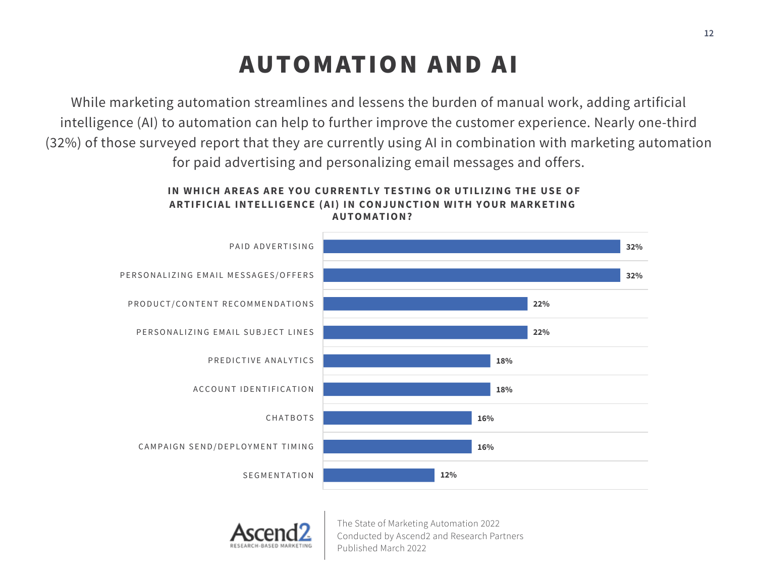# AUTOMATION AND AI

While marketing automation streamlines and lessens the burden of manual work, adding artificial intelligence (AI) to automation can help to further improve the customer experience. Nearly one-third (32%) of those surveyed report that they are currently using AI in combination with marketing automation for paid advertising and personalizing email messages and offers.

**IN WHICH AREAS ARE YOU CURRENTLY TESTING OR UTILIZING THE USE OF ARTIFICIAL INTELLIGENCE (AI) IN CONJUNCTION WITH YOUR MARKETING AUTOMATION?**

| Area | % |
| --- | --- |
| PAID ADVERTISING | 32% |
| PERSONALIZING EMAIL MESSAGES/OFFERS | 32% |
| PRODUCT/CONTENT RECOMMENDATIONS | 22% |
| PERSONALIZING EMAIL SUBJECT LINES | 22% |
| PREDICTIVE ANALYTICS | 18% |
| ACCOUNT IDENTIFICATION | 18% |
| CHATBOTS | 16% |
| CAMPAIGN SEND/DEPLOYMENT TIMING | 16% |
| SEGMENTATION | 12% |

Ascend2 RESEARCH-BASED MARKETING

The State of Marketing Automation 2022
Conducted by Ascend2 and Research Partners
Published March 2022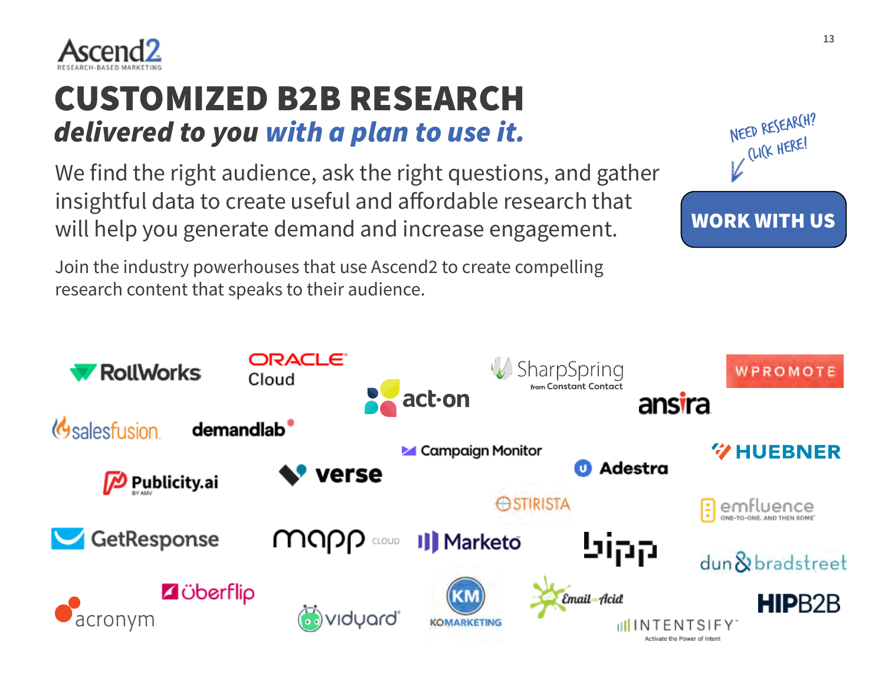Ascend2
RESEARCH-BASED MARKETING

# CUSTOMIZED B2B RESEARCH

## *delivered to you with a plan to use it.*

We find the right audience, ask the right questions, and gather insightful data to create useful and affordable research that will help you generate demand and increase engagement.

NEED RESEARCH? CLICK HERE!

**WORK WITH US**

Join the industry powerhouses that use Ascend2 to create compelling research content that speaks to their audience.

RollWorks, Oracle Cloud, act-on, SharpSpring from Constant Contact, WPROMOTE, ansira, salesfusion, demandlab, Campaign Monitor, HUEBNER, Publicity.ai by AMV, verse, Adestra, STIRISTA, emfluence (ONE-TO-ONE, AND THEN SOME), GetResponse, mapp cloud, Marketo, bipp, dun & bradstreet, überflip, acronym, vidyard, KOMARKETING, Email on Acid, INTENTSIFY (Activate the Power of Intent), HIPB2B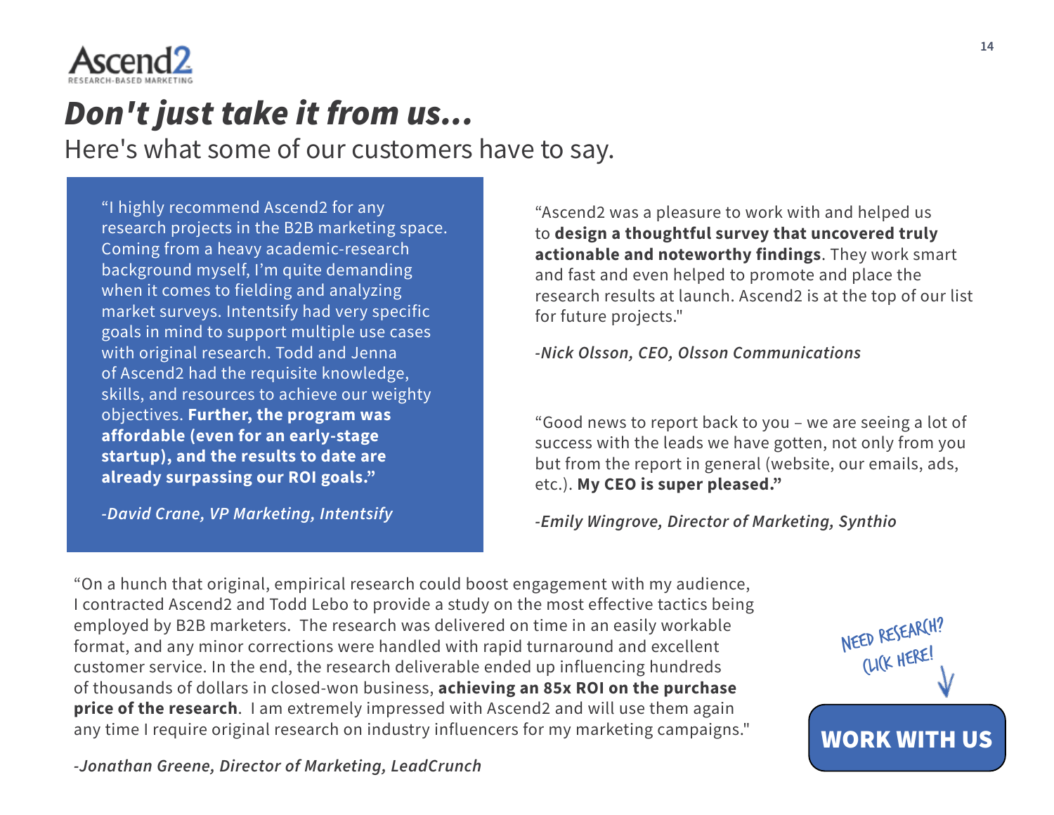Ascend2
RESEARCH-BASED MARKETING

# *Don't just take it from us...*

Here's what some of our customers have to say.

"I highly recommend Ascend2 for any research projects in the B2B marketing space. Coming from a heavy academic-research background myself, I'm quite demanding when it comes to fielding and analyzing market surveys. Intentsify had very specific goals in mind to support multiple use cases with original research. Todd and Jenna of Ascend2 had the requisite knowledge, skills, and resources to achieve our weighty objectives. **Further, the program was affordable (even for an early-stage startup), and the results to date are already surpassing our ROI goals."**

*-David Crane, VP Marketing, Intentsify*

"Ascend2 was a pleasure to work with and helped us to **design a thoughtful survey that uncovered truly actionable and noteworthy findings**. They work smart and fast and even helped to promote and place the research results at launch. Ascend2 is at the top of our list for future projects."

*-Nick Olsson, CEO, Olsson Communications*

"Good news to report back to you – we are seeing a lot of success with the leads we have gotten, not only from you but from the report in general (website, our emails, ads, etc.). **My CEO is super pleased."**

*-Emily Wingrove, Director of Marketing, Synthio*

"On a hunch that original, empirical research could boost engagement with my audience, I contracted Ascend2 and Todd Lebo to provide a study on the most effective tactics being employed by B2B marketers. The research was delivered on time in an easily workable format, and any minor corrections were handled with rapid turnaround and excellent customer service. In the end, the research deliverable ended up influencing hundreds of thousands of dollars in closed-won business, **achieving an 85x ROI on the purchase price of the research**. I am extremely impressed with Ascend2 and will use them again any time I require original research on industry influencers for my marketing campaigns."

*-Jonathan Greene, Director of Marketing, LeadCrunch*

NEED RESEARCH? CLICK HERE!

**WORK WITH US**